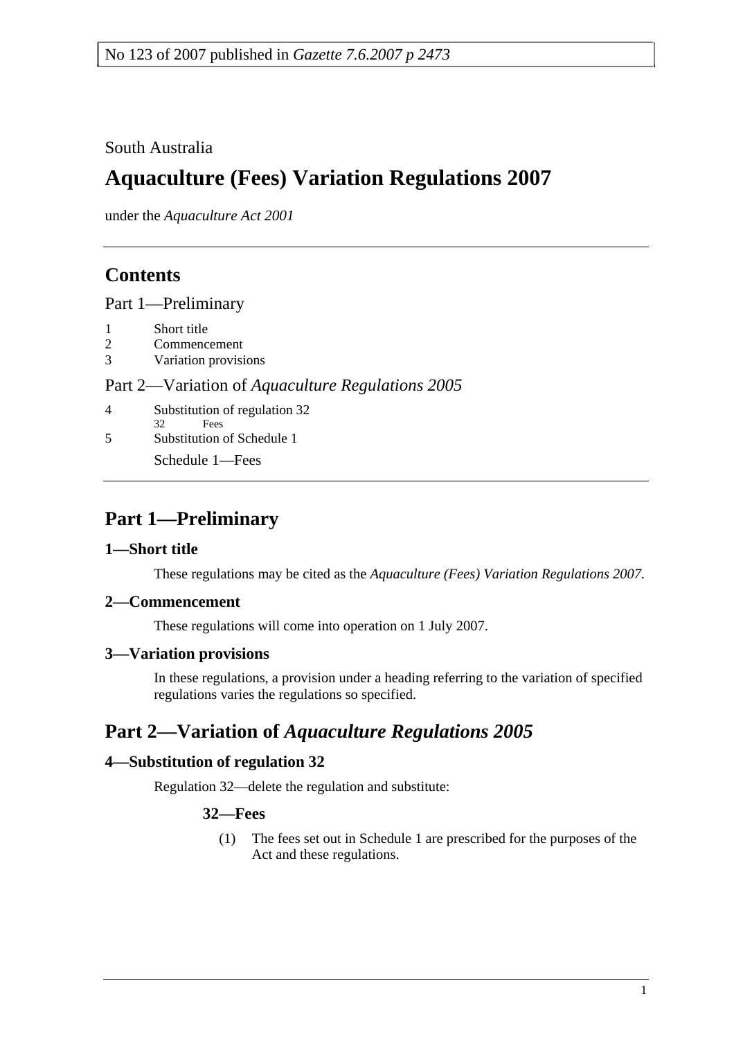No 123 of 2007 published in *Gazette 7.6.2007 p 2473*

South Australia

# Aquaculture (Fees) Variation Regulations 2007

under the *Aquaculture Act 2001*

## Contents

Part 1—Preliminary

1 Short title
2 Commencement
3 Variation provisions

Part 2—Variation of *Aquaculture Regulations 2005*

4 Substitution of regulation 32
 32 Fees
5 Substitution of Schedule 1

 Schedule 1—Fees

## Part 1—Preliminary

### 1—Short title

These regulations may be cited as the *Aquaculture (Fees) Variation Regulations 2007*.

### 2—Commencement

These regulations will come into operation on 1 July 2007.

### 3—Variation provisions

In these regulations, a provision under a heading referring to the variation of specified regulations varies the regulations so specified.

## Part 2—Variation of *Aquaculture Regulations 2005*

### 4—Substitution of regulation 32

Regulation 32—delete the regulation and substitute:

#### 32—Fees

(1) The fees set out in Schedule 1 are prescribed for the purposes of the Act and these regulations.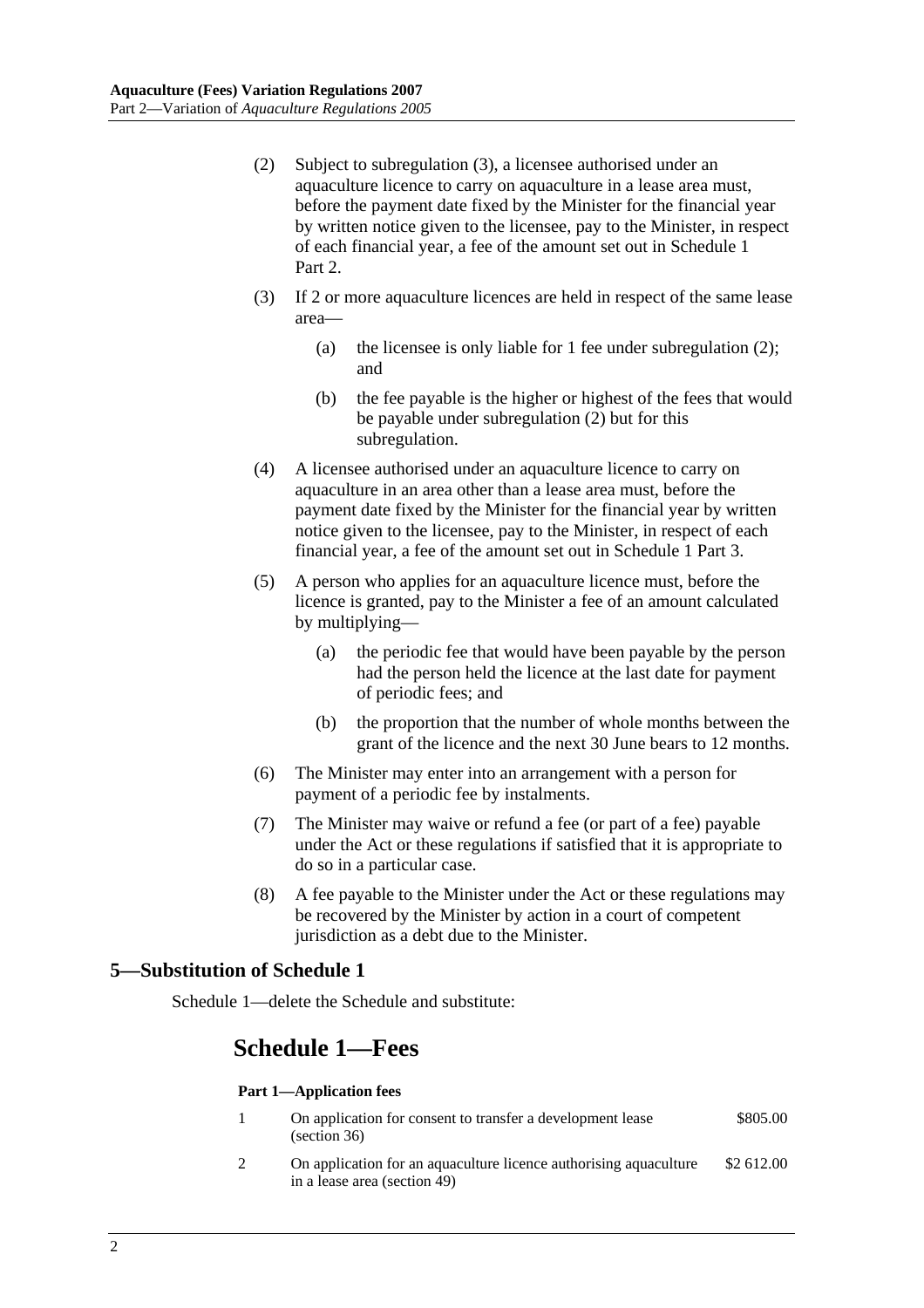(2) Subject to subregulation (3), a licensee authorised under an aquaculture licence to carry on aquaculture in a lease area must, before the payment date fixed by the Minister for the financial year by written notice given to the licensee, pay to the Minister, in respect of each financial year, a fee of the amount set out in Schedule 1 Part 2.

(3) If 2 or more aquaculture licences are held in respect of the same lease area—

(a) the licensee is only liable for 1 fee under subregulation (2); and

(b) the fee payable is the higher or highest of the fees that would be payable under subregulation (2) but for this subregulation.

(4) A licensee authorised under an aquaculture licence to carry on aquaculture in an area other than a lease area must, before the payment date fixed by the Minister for the financial year by written notice given to the licensee, pay to the Minister, in respect of each financial year, a fee of the amount set out in Schedule 1 Part 3.

(5) A person who applies for an aquaculture licence must, before the licence is granted, pay to the Minister a fee of an amount calculated by multiplying—

(a) the periodic fee that would have been payable by the person had the person held the licence at the last date for payment of periodic fees; and

(b) the proportion that the number of whole months between the grant of the licence and the next 30 June bears to 12 months.

(6) The Minister may enter into an arrangement with a person for payment of a periodic fee by instalments.

(7) The Minister may waive or refund a fee (or part of a fee) payable under the Act or these regulations if satisfied that it is appropriate to do so in a particular case.

(8) A fee payable to the Minister under the Act or these regulations may be recovered by the Minister by action in a court of competent jurisdiction as a debt due to the Minister.

## 5—Substitution of Schedule 1

Schedule 1—delete the Schedule and substitute:

# Schedule 1—Fees

**Part 1—Application fees**

| | | |
|---|---|---|
| 1 | On application for consent to transfer a development lease (section 36) | \$805.00 |
| 2 | On application for an aquaculture licence authorising aquaculture in a lease area (section 49) | \$2 612.00 |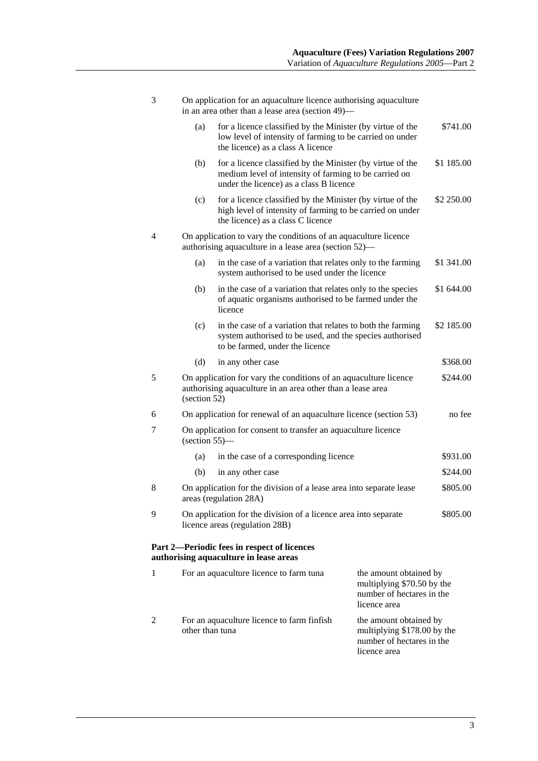| | | | |
|---|---|---|---|
| 3 | On application for an aquaculture licence authorising aquaculture in an area other than a lease area (section 49)— | | |
| | (a) | for a licence classified by the Minister (by virtue of the low level of intensity of farming to be carried on under the licence) as a class A licence | $741.00 |
| | (b) | for a licence classified by the Minister (by virtue of the medium level of intensity of farming to be carried on under the licence) as a class B licence | $1 185.00 |
| | (c) | for a licence classified by the Minister (by virtue of the high level of intensity of farming to be carried on under the licence) as a class C licence | $2 250.00 |
| 4 | On application to vary the conditions of an aquaculture licence authorising aquaculture in a lease area (section 52)— | | |
| | (a) | in the case of a variation that relates only to the farming system authorised to be used under the licence | $1 341.00 |
| | (b) | in the case of a variation that relates only to the species of aquatic organisms authorised to be farmed under the licence | $1 644.00 |
| | (c) | in the case of a variation that relates to both the farming system authorised to be used, and the species authorised to be farmed, under the licence | $2 185.00 |
| | (d) | in any other case | $368.00 |
| 5 | On application for vary the conditions of an aquaculture licence authorising aquaculture in an area other than a lease area (section 52) | | $244.00 |
| 6 | On application for renewal of an aquaculture licence (section 53) | | no fee |
| 7 | On application for consent to transfer an aquaculture licence (section 55)— | | |
| | (a) | in the case of a corresponding licence | $931.00 |
| | (b) | in any other case | $244.00 |
| 8 | On application for the division of a lease area into separate lease areas (regulation 28A) | | $805.00 |
| 9 | On application for the division of a licence area into separate licence areas (regulation 28B) | | $805.00 |

**Part 2—Periodic fees in respect of licences authorising aquaculture in lease areas**

| | | |
|---|---|---|
| 1 | For an aquaculture licence to farm tuna | the amount obtained by multiplying $70.50 by the number of hectares in the licence area |
| 2 | For an aquaculture licence to farm finfish other than tuna | the amount obtained by multiplying $178.00 by the number of hectares in the licence area |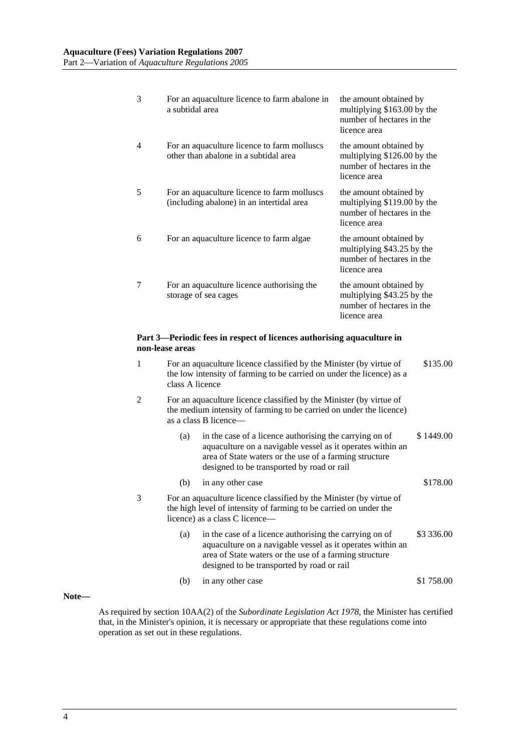| | | |
|---|---|---|
| 3 | For an aquaculture licence to farm abalone in a subtidal area | the amount obtained by multiplying \$163.00 by the number of hectares in the licence area |
| 4 | For an aquaculture licence to farm molluscs other than abalone in a subtidal area | the amount obtained by multiplying \$126.00 by the number of hectares in the licence area |
| 5 | For an aquaculture licence to farm molluscs (including abalone) in an intertidal area | the amount obtained by multiplying \$119.00 by the number of hectares in the licence area |
| 6 | For an aquaculture licence to farm algae | the amount obtained by multiplying \$43.25 by the number of hectares in the licence area |
| 7 | For an aquaculture licence authorising the storage of sea cages | the amount obtained by multiplying \$43.25 by the number of hectares in the licence area |

**Part 3—Periodic fees in respect of licences authorising aquaculture in non-lease areas**

| | | | |
|---|---|---|---|
| 1 | For an aquaculture licence classified by the Minister (by virtue of the low intensity of farming to be carried on under the licence) as a class A licence | | \$135.00 |
| 2 | For an aquaculture licence classified by the Minister (by virtue of the medium intensity of farming to be carried on under the licence) as a class B licence— | | |
| | (a) | in the case of a licence authorising the carrying on of aquaculture on a navigable vessel as it operates within an area of State waters or the use of a farming structure designed to be transported by road or rail | \$ 1449.00 |
| | (b) | in any other case | \$178.00 |
| 3 | For an aquaculture licence classified by the Minister (by virtue of the high level of intensity of farming to be carried on under the licence) as a class C licence— | | |
| | (a) | in the case of a licence authorising the carrying on of aquaculture on a navigable vessel as it operates within an area of State waters or the use of a farming structure designed to be transported by road or rail | \$3 336.00 |
| | (b) | in any other case | \$1 758.00 |

**Note—**

As required by section 10AA(2) of the *Subordinate Legislation Act 1978*, the Minister has certified that, in the Minister's opinion, it is necessary or appropriate that these regulations come into operation as set out in these regulations.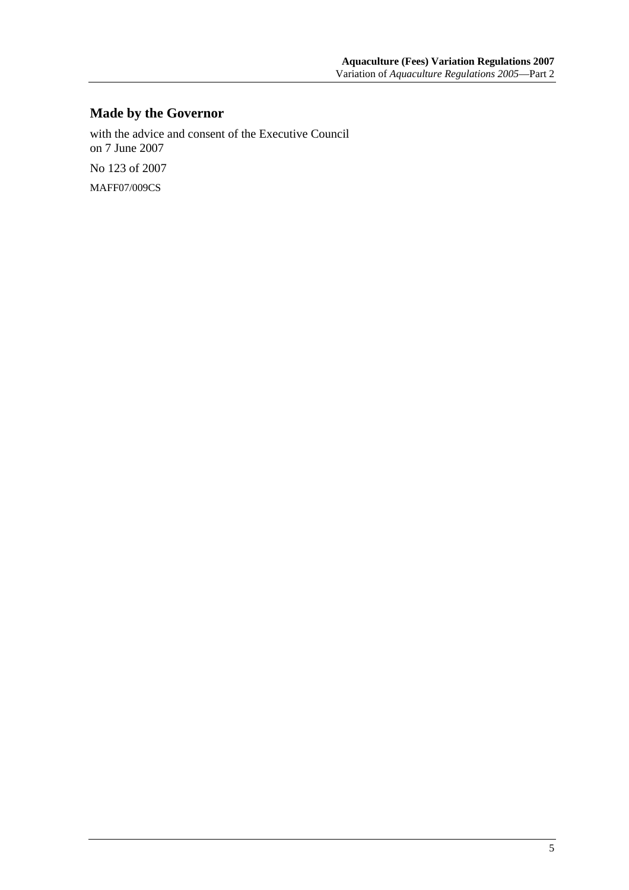## Made by the Governor

with the advice and consent of the Executive Council on 7 June 2007

No 123 of 2007

MAFF07/009CS